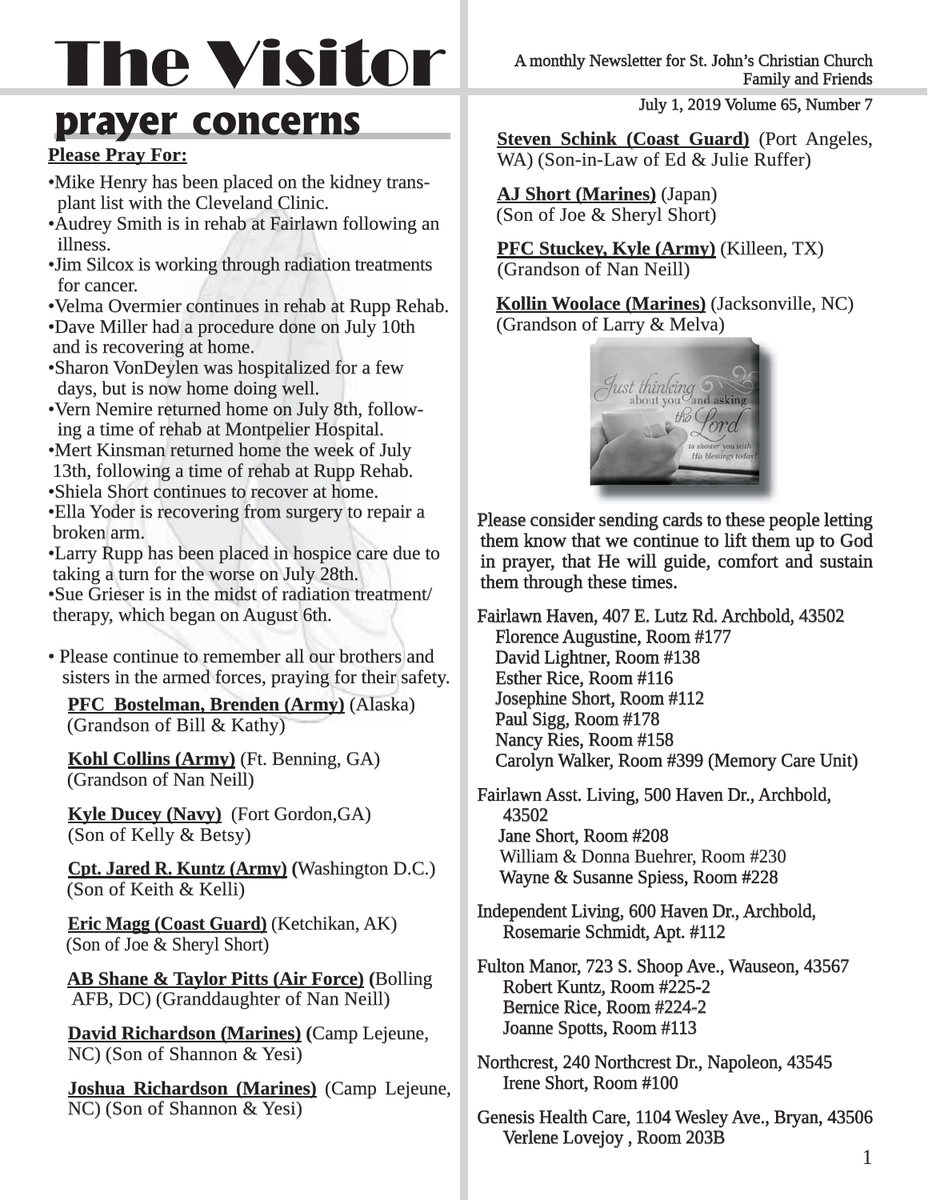# The Visitor

A monthly Newsletter for St. John's Christian Church Family and Friends

July 1, 2019 Volume 65, Number 7

## prayer concerns

**Please Pray For:**

- Mike Henry has been placed on the kidney transplant list with the Cleveland Clinic.
- Audrey Smith is in rehab at Fairlawn following an illness.
- Jim Silcox is working through radiation treatments for cancer.
- Velma Overmier continues in rehab at Rupp Rehab.
- Dave Miller had a procedure done on July 10th and is recovering at home.
- Sharon VonDeylen was hospitalized for a few days, but is now home doing well.
- Vern Nemire returned home on July 8th, following a time of rehab at Montpelier Hospital.
- Mert Kinsman returned home the week of July 13th, following a time of rehab at Rupp Rehab.
- Shiela Short continues to recover at home.
- Ella Yoder is recovering from surgery to repair a broken arm.
- Larry Rupp has been placed in hospice care due to taking a turn for the worse on July 28th.
- Sue Grieser is in the midst of radiation treatment/ therapy, which began on August 6th.

- Please continue to remember all our brothers and sisters in the armed forces, praying for their safety.

**PFC Bostelman, Brenden (Army)** (Alaska) (Grandson of Bill & Kathy)

**Kohl Collins (Army)** (Ft. Benning, GA) (Grandson of Nan Neill)

**Kyle Ducey (Navy)** (Fort Gordon,GA) (Son of Kelly & Betsy)

**Cpt. Jared R. Kuntz (Army) (**Washington D.C.) (Son of Keith & Kelli)

**Eric Magg (Coast Guard)** (Ketchikan, AK) (Son of Joe & Sheryl Short)

**AB Shane & Taylor Pitts (Air Force) (**Bolling AFB, DC) (Granddaughter of Nan Neill)

**David Richardson (Marines) (**Camp Lejeune, NC) (Son of Shannon & Yesi)

**Joshua Richardson (Marines)** (Camp Lejeune, NC) (Son of Shannon & Yesi)

**Steven Schink (Coast Guard)** (Port Angeles, WA) (Son-in-Law of Ed & Julie Ruffer)

**AJ Short (Marines)** (Japan) (Son of Joe & Sheryl Short)

**PFC Stuckey, Kyle (Army)** (Killeen, TX) (Grandson of Nan Neill)

**Kollin Woolace (Marines)** (Jacksonville, NC) (Grandson of Larry & Melva)

Please consider sending cards to these people letting them know that we continue to lift them up to God in prayer, that He will guide, comfort and sustain them through these times.

Fairlawn Haven, 407 E. Lutz Rd. Archbold, 43502
- Florence Augustine, Room #177
- David Lightner, Room #138
- Esther Rice, Room #116
- Josephine Short, Room #112
- Paul Sigg, Room #178
- Nancy Ries, Room #158
- Carolyn Walker, Room #399 (Memory Care Unit)

Fairlawn Asst. Living, 500 Haven Dr., Archbold, 43502
- Jane Short, Room #208
- William & Donna Buehrer, Room #230
- Wayne & Susanne Spiess, Room #228

Independent Living, 600 Haven Dr., Archbold,
- Rosemarie Schmidt, Apt. #112

Fulton Manor, 723 S. Shoop Ave., Wauseon, 43567
- Robert Kuntz, Room #225-2
- Bernice Rice, Room #224-2
- Joanne Spotts, Room #113

Northcrest, 240 Northcrest Dr., Napoleon, 43545
- Irene Short, Room #100

Genesis Health Care, 1104 Wesley Ave., Bryan, 43506
- Verlene Lovejoy , Room 203B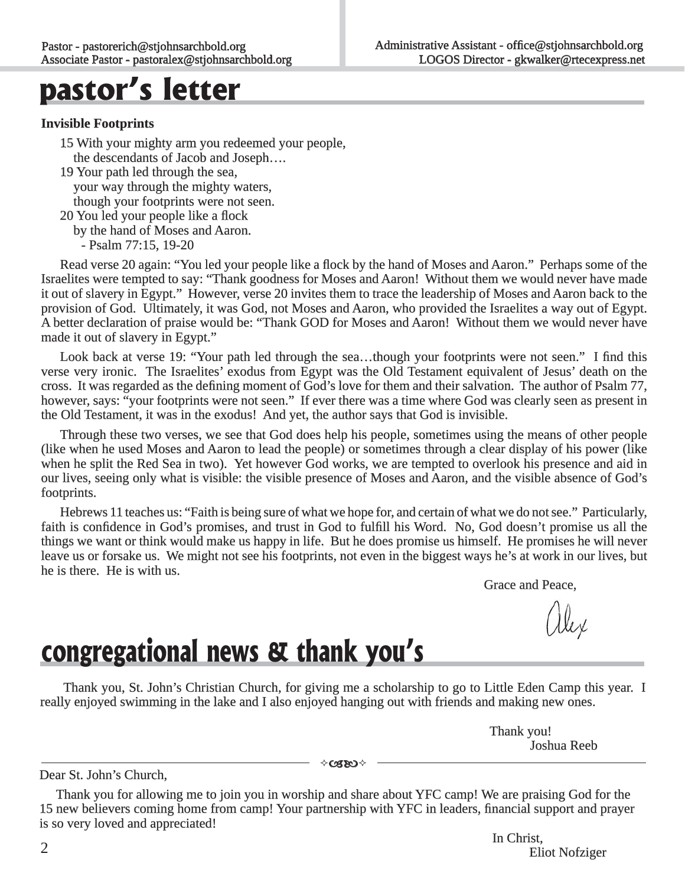Pastor - pastorerich@stjohnsarchbold.org
Associate Pastor - pastoralex@stjohnsarchbold.org

Administrative Assistant - office@stjohnsarchbold.org
LOGOS Director - gkwalker@rtecexpress.net

# pastor's letter

**Invisible Footprints**

15 With your mighty arm you redeemed your people,
the descendants of Jacob and Joseph….
19 Your path led through the sea,
your way through the mighty waters,
though your footprints were not seen.
20 You led your people like a flock
by the hand of Moses and Aaron.
- Psalm 77:15, 19-20

Read verse 20 again: "You led your people like a flock by the hand of Moses and Aaron." Perhaps some of the Israelites were tempted to say: "Thank goodness for Moses and Aaron! Without them we would never have made it out of slavery in Egypt." However, verse 20 invites them to trace the leadership of Moses and Aaron back to the provision of God. Ultimately, it was God, not Moses and Aaron, who provided the Israelites a way out of Egypt. A better declaration of praise would be: "Thank GOD for Moses and Aaron! Without them we would never have made it out of slavery in Egypt."

Look back at verse 19: "Your path led through the sea…though your footprints were not seen." I find this verse very ironic. The Israelites' exodus from Egypt was the Old Testament equivalent of Jesus' death on the cross. It was regarded as the defining moment of God's love for them and their salvation. The author of Psalm 77, however, says: "your footprints were not seen." If ever there was a time where God was clearly seen as present in the Old Testament, it was in the exodus! And yet, the author says that God is invisible.

Through these two verses, we see that God does help his people, sometimes using the means of other people (like when he used Moses and Aaron to lead the people) or sometimes through a clear display of his power (like when he split the Red Sea in two). Yet however God works, we are tempted to overlook his presence and aid in our lives, seeing only what is visible: the visible presence of Moses and Aaron, and the visible absence of God's footprints.

Hebrews 11 teaches us: "Faith is being sure of what we hope for, and certain of what we do not see." Particularly, faith is confidence in God's promises, and trust in God to fulfill his Word. No, God doesn't promise us all the things we want or think would make us happy in life. But he does promise us himself. He promises he will never leave us or forsake us. We might not see his footprints, not even in the biggest ways he's at work in our lives, but he is there. He is with us.

Grace and Peace,

Alex

# congregational news & thank you's

Thank you, St. John's Christian Church, for giving me a scholarship to go to Little Eden Camp this year. I really enjoyed swimming in the lake and I also enjoyed hanging out with friends and making new ones.

Thank you!
Joshua Reeb

---

Dear St. John's Church,

Thank you for allowing me to join you in worship and share about YFC camp! We are praising God for the 15 new believers coming home from camp! Your partnership with YFC in leaders, financial support and prayer is so very loved and appreciated!

In Christ,
Eliot Nofziger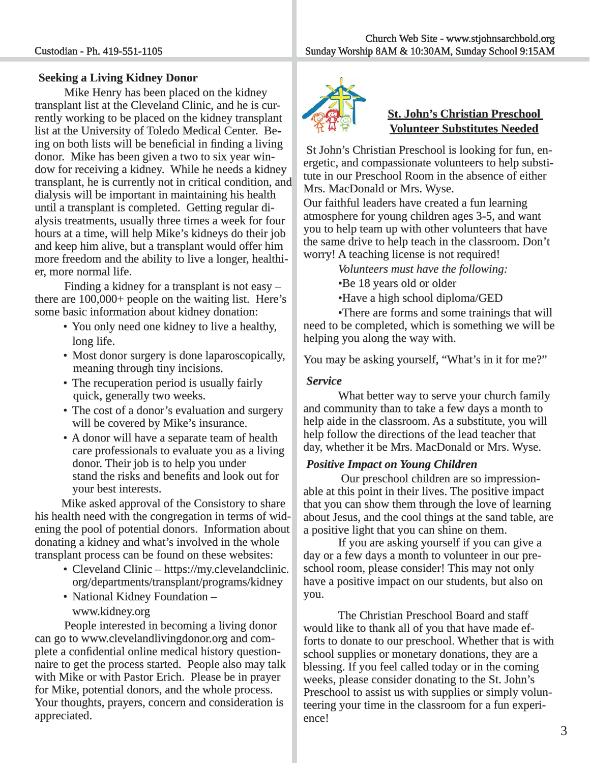## Seeking a Living Kidney Donor

Mike Henry has been placed on the kidney transplant list at the Cleveland Clinic, and he is currently working to be placed on the kidney transplant list at the University of Toledo Medical Center. Being on both lists will be beneficial in finding a living donor. Mike has been given a two to six year window for receiving a kidney. While he needs a kidney transplant, he is currently not in critical condition, and dialysis will be important in maintaining his health until a transplant is completed. Getting regular dialysis treatments, usually three times a week for four hours at a time, will help Mike's kidneys do their job and keep him alive, but a transplant would offer him more freedom and the ability to live a longer, healthier, more normal life.

Finding a kidney for a transplant is not easy – there are 100,000+ people on the waiting list. Here's some basic information about kidney donation:

- You only need one kidney to live a healthy, long life.
- Most donor surgery is done laparoscopically, meaning through tiny incisions.
- The recuperation period is usually fairly quick, generally two weeks.
- The cost of a donor's evaluation and surgery will be covered by Mike's insurance.
- A donor will have a separate team of health care professionals to evaluate you as a living donor. Their job is to help you understand the risks and benefits and look out for your best interests.

Mike asked approval of the Consistory to share his health need with the congregation in terms of widening the pool of potential donors. Information about donating a kidney and what's involved in the whole transplant process can be found on these websites:

- Cleveland Clinic – https://my.clevelandclinic.org/departments/transplant/programs/kidney
- National Kidney Foundation – www.kidney.org

People interested in becoming a living donor can go to www.clevelandlivingdonor.org and complete a confidential online medical history questionnaire to get the process started. People also may talk with Mike or with Pastor Erich. Please be in prayer for Mike, potential donors, and the whole process. Your thoughts, prayers, concern and consideration is appreciated.

## St. John's Christian Preschool Volunteer Substitutes Needed

St John's Christian Preschool is looking for fun, energetic, and compassionate volunteers to help substitute in our Preschool Room in the absence of either Mrs. MacDonald or Mrs. Wyse.

Our faithful leaders have created a fun learning atmosphere for young children ages 3-5, and want you to help team up with other volunteers that have the same drive to help teach in the classroom. Don't worry! A teaching license is not required!

*Volunteers must have the following:*

- Be 18 years old or older
- Have a high school diploma/GED
- There are forms and some trainings that will need to be completed, which is something we will be helping you along the way with.

You may be asking yourself, "What's in it for me?"

***Service***

What better way to serve your church family and community than to take a few days a month to help aide in the classroom. As a substitute, you will help follow the directions of the lead teacher that day, whether it be Mrs. MacDonald or Mrs. Wyse.

***Positive Impact on Young Children***

Our preschool children are so impressionable at this point in their lives. The positive impact that you can show them through the love of learning about Jesus, and the cool things at the sand table, are a positive light that you can shine on them.

If you are asking yourself if you can give a day or a few days a month to volunteer in our preschool room, please consider! This may not only have a positive impact on our students, but also on you.

The Christian Preschool Board and staff would like to thank all of you that have made efforts to donate to our preschool. Whether that is with school supplies or monetary donations, they are a blessing. If you feel called today or in the coming weeks, please consider donating to the St. John's Preschool to assist us with supplies or simply volunteering your time in the classroom for a fun experience!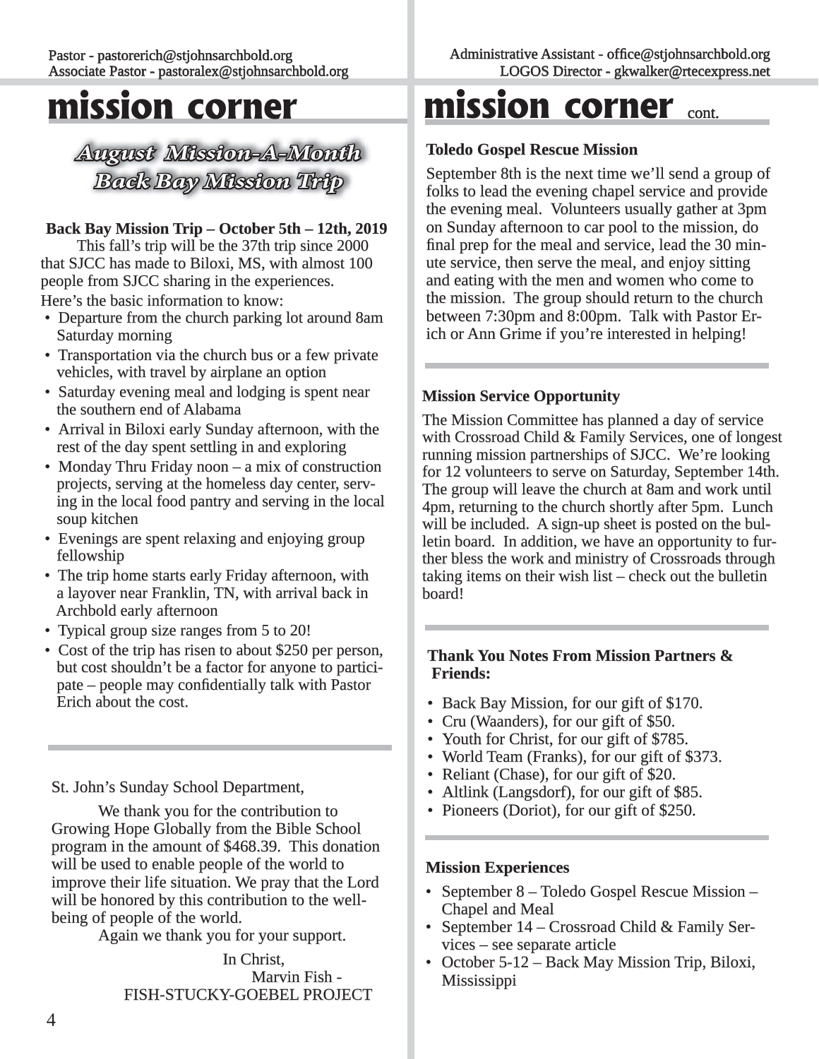# mission corner

## August Mission-A-Month
## Back Bay Mission Trip

**Back Bay Mission Trip – October 5th – 12th, 2019**

This fall's trip will be the 37th trip since 2000 that SJCC has made to Biloxi, MS, with almost 100 people from SJCC sharing in the experiences. Here's the basic information to know:

- Departure from the church parking lot around 8am Saturday morning
- Transportation via the church bus or a few private vehicles, with travel by airplane an option
- Saturday evening meal and lodging is spent near the southern end of Alabama
- Arrival in Biloxi early Sunday afternoon, with the rest of the day spent settling in and exploring
- Monday Thru Friday noon – a mix of construction projects, serving at the homeless day center, serving in the local food pantry and serving in the local soup kitchen
- Evenings are spent relaxing and enjoying group fellowship
- The trip home starts early Friday afternoon, with a layover near Franklin, TN, with arrival back in Archbold early afternoon
- Typical group size ranges from 5 to 20!
- Cost of the trip has risen to about $250 per person, but cost shouldn't be a factor for anyone to participate – people may confidentially talk with Pastor Erich about the cost.

St. John's Sunday School Department,

We thank you for the contribution to Growing Hope Globally from the Bible School program in the amount of $468.39. This donation will be used to enable people of the world to improve their life situation. We pray that the Lord will be honored by this contribution to the well-being of people of the world.

Again we thank you for your support.

In Christ,
Marvin Fish -
FISH-STUCKY-GOEBEL PROJECT

# mission corner cont.

**Toledo Gospel Rescue Mission**

September 8th is the next time we'll send a group of folks to lead the evening chapel service and provide the evening meal. Volunteers usually gather at 3pm on Sunday afternoon to car pool to the mission, do final prep for the meal and service, lead the 30 minute service, then serve the meal, and enjoy sitting and eating with the men and women who come to the mission. The group should return to the church between 7:30pm and 8:00pm. Talk with Pastor Erich or Ann Grime if you're interested in helping!

**Mission Service Opportunity**

The Mission Committee has planned a day of service with Crossroad Child & Family Services, one of longest running mission partnerships of SJCC. We're looking for 12 volunteers to serve on Saturday, September 14th. The group will leave the church at 8am and work until 4pm, returning to the church shortly after 5pm. Lunch will be included. A sign-up sheet is posted on the bulletin board. In addition, we have an opportunity to further bless the work and ministry of Crossroads through taking items on their wish list – check out the bulletin board!

**Thank You Notes From Mission Partners & Friends:**

- Back Bay Mission, for our gift of $170.
- Cru (Waanders), for our gift of $50.
- Youth for Christ, for our gift of $785.
- World Team (Franks), for our gift of $373.
- Reliant (Chase), for our gift of $20.
- Altlink (Langsdorf), for our gift of $85.
- Pioneers (Doriot), for our gift of $250.

**Mission Experiences**

- September 8 – Toledo Gospel Rescue Mission – Chapel and Meal
- September 14 – Crossroad Child & Family Services – see separate article
- October 5-12 – Back May Mission Trip, Biloxi, Mississippi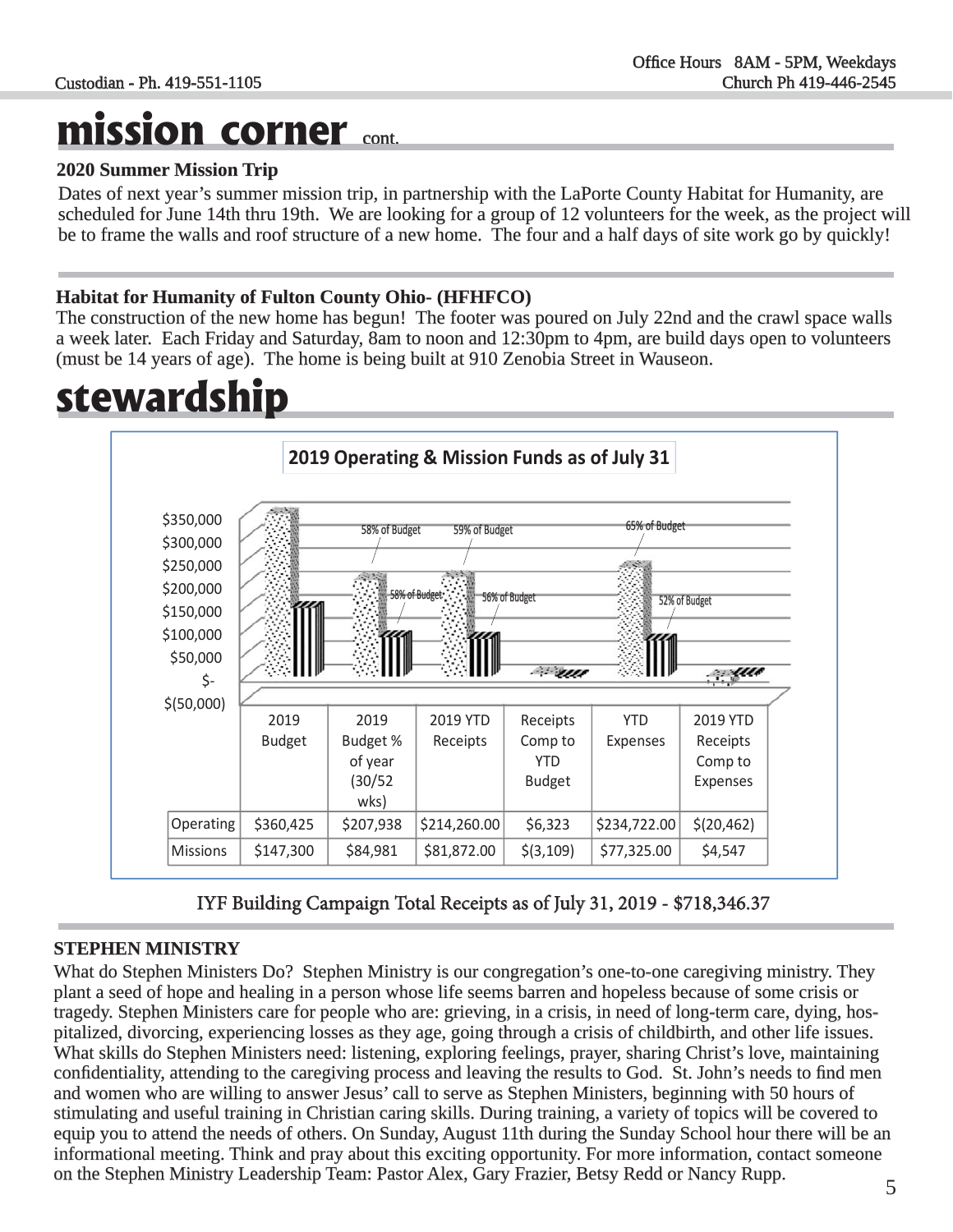# mission corner cont.

### 2020 Summer Mission Trip

Dates of next year's summer mission trip, in partnership with the LaPorte County Habitat for Humanity, are scheduled for June 14th thru 19th. We are looking for a group of 12 volunteers for the week, as the project will be to frame the walls and roof structure of a new home. The four and a half days of site work go by quickly!

### Habitat for Humanity of Fulton County Ohio- (HFHFCO)

The construction of the new home has begun! The footer was poured on July 22nd and the crawl space walls a week later. Each Friday and Saturday, 8am to noon and 12:30pm to 4pm, are build days open to volunteers (must be 14 years of age). The home is being built at 910 Zenobia Street in Wauseon.

# stewardship

**2019 Operating & Mission Funds as of July 31**

| | 2019 Budget | 2019 Budget % of year (30/52 wks) | 2019 YTD Receipts | Receipts Comp to YTD Budget | YTD Expenses | 2019 YTD Receipts Comp to Expenses |
|---|---|---|---|---|---|---|
| Operating | $360,425 | $207,938 | $214,260.00 | $6,323 | $234,722.00 | $(20,462) |
| Missions | $147,300 | $84,981 | $81,872.00 | $(3,109) | $77,325.00 | $4,547 |

Chart labels: 2019 Budget % of year — 58% of Budget (Operating), 58% of Budget (Missions); 2019 YTD Receipts — 59% of Budget (Operating), 56% of Budget (Missions); YTD Expenses — 65% of Budget (Operating), 52% of Budget (Missions).

IYF Building Campaign Total Receipts as of July 31, 2019 - $718,346.37

### STEPHEN MINISTRY

What do Stephen Ministers Do? Stephen Ministry is our congregation's one-to-one caregiving ministry. They plant a seed of hope and healing in a person whose life seems barren and hopeless because of some crisis or tragedy. Stephen Ministers care for people who are: grieving, in a crisis, in need of long-term care, dying, hospitalized, divorcing, experiencing losses as they age, going through a crisis of childbirth, and other life issues. What skills do Stephen Ministers need: listening, exploring feelings, prayer, sharing Christ's love, maintaining confidentiality, attending to the caregiving process and leaving the results to God. St. John's needs to find men and women who are willing to answer Jesus' call to serve as Stephen Ministers, beginning with 50 hours of stimulating and useful training in Christian caring skills. During training, a variety of topics will be covered to equip you to attend the needs of others. On Sunday, August 11th during the Sunday School hour there will be an informational meeting. Think and pray about this exciting opportunity. For more information, contact someone on the Stephen Ministry Leadership Team: Pastor Alex, Gary Frazier, Betsy Redd or Nancy Rupp.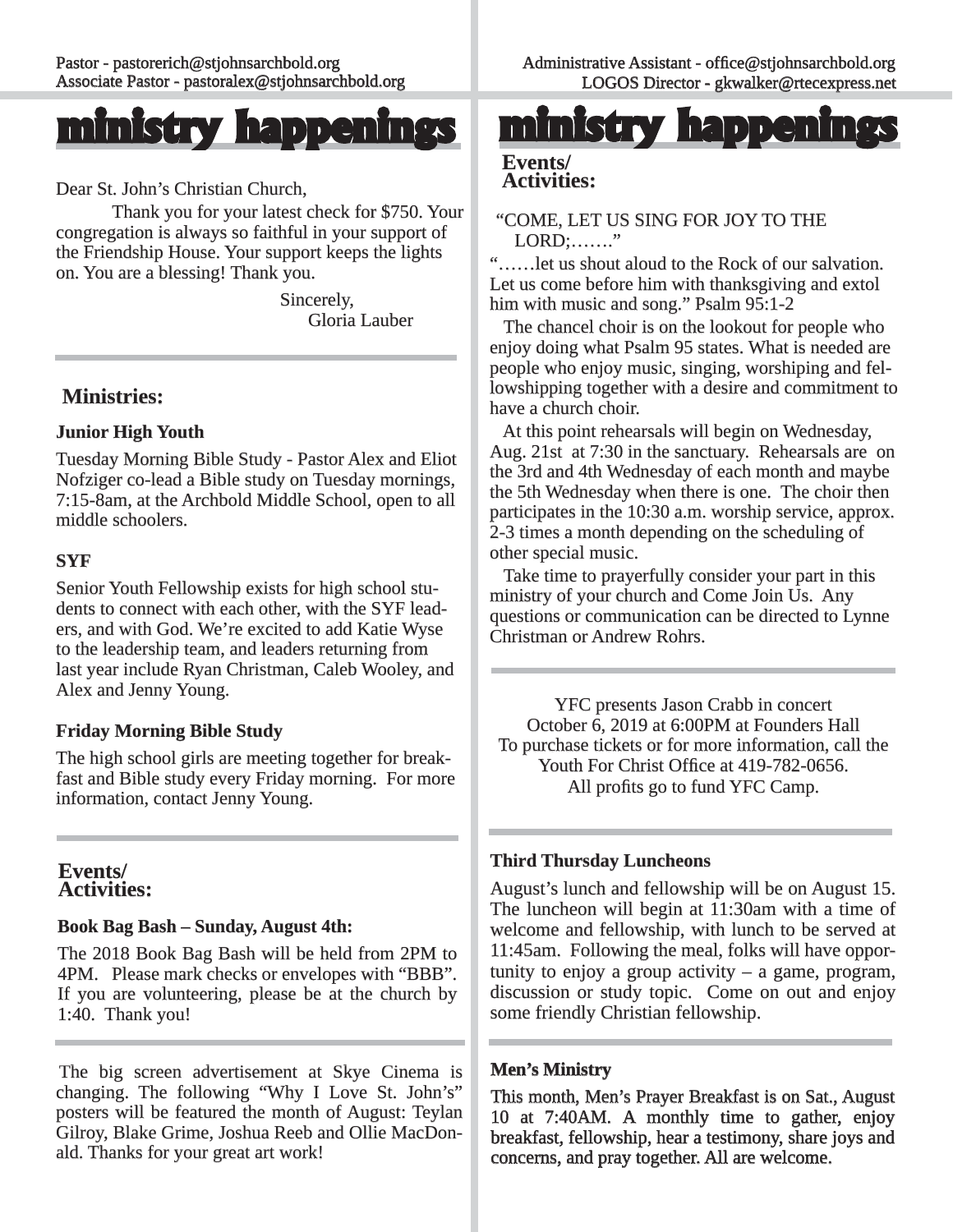Pastor - pastorerich@stjohnsarchbold.org
Associate Pastor - pastoralex@stjohnsarchbold.org

Administrative Assistant - office@stjohnsarchbold.org
LOGOS Director - gkwalker@rtecexpress.net

# ministry happenings

Dear St. John's Christian Church,

Thank you for your latest check for $750. Your congregation is always so faithful in your support of the Friendship House. Your support keeps the lights on. You are a blessing! Thank you.

Sincerely,
Gloria Lauber

## Ministries:

**Junior High Youth**

Tuesday Morning Bible Study - Pastor Alex and Eliot Nofziger co-lead a Bible study on Tuesday mornings, 7:15-8am, at the Archbold Middle School, open to all middle schoolers.

**SYF**

Senior Youth Fellowship exists for high school students to connect with each other, with the SYF leaders, and with God. We're excited to add Katie Wyse to the leadership team, and leaders returning from last year include Ryan Christman, Caleb Wooley, and Alex and Jenny Young.

**Friday Morning Bible Study**

The high school girls are meeting together for breakfast and Bible study every Friday morning. For more information, contact Jenny Young.

## Events/ Activities:

**Book Bag Bash – Sunday, August 4th:**

The 2018 Book Bag Bash will be held from 2PM to 4PM. Please mark checks or envelopes with "BBB". If you are volunteering, please be at the church by 1:40. Thank you!

The big screen advertisement at Skye Cinema is changing. The following "Why I Love St. John's" posters will be featured the month of August: Teylan Gilroy, Blake Grime, Joshua Reeb and Ollie MacDonald. Thanks for your great art work!

# ministry happenings

## Events/ Activities:

"COME, LET US SING FOR JOY TO THE LORD;……."
"……let us shout aloud to the Rock of our salvation. Let us come before him with thanksgiving and extol him with music and song." Psalm 95:1-2

The chancel choir is on the lookout for people who enjoy doing what Psalm 95 states. What is needed are people who enjoy music, singing, worshiping and fellowshipping together with a desire and commitment to have a church choir.

At this point rehearsals will begin on Wednesday, Aug. 21st at 7:30 in the sanctuary. Rehearsals are on the 3rd and 4th Wednesday of each month and maybe the 5th Wednesday when there is one. The choir then participates in the 10:30 a.m. worship service, approx. 2-3 times a month depending on the scheduling of other special music.

Take time to prayerfully consider your part in this ministry of your church and Come Join Us. Any questions or communication can be directed to Lynne Christman or Andrew Rohrs.

YFC presents Jason Crabb in concert
October 6, 2019 at 6:00PM at Founders Hall
To purchase tickets or for more information, call the Youth For Christ Office at 419-782-0656.
All profits go to fund YFC Camp.

**Third Thursday Luncheons**

August's lunch and fellowship will be on August 15. The luncheon will begin at 11:30am with a time of welcome and fellowship, with lunch to be served at 11:45am. Following the meal, folks will have opportunity to enjoy a group activity – a game, program, discussion or study topic. Come on out and enjoy some friendly Christian fellowship.

**Men's Ministry**

This month, Men's Prayer Breakfast is on Sat., August 10 at 7:40AM. A monthly time to gather, enjoy breakfast, fellowship, hear a testimony, share joys and concerns, and pray together. All are welcome.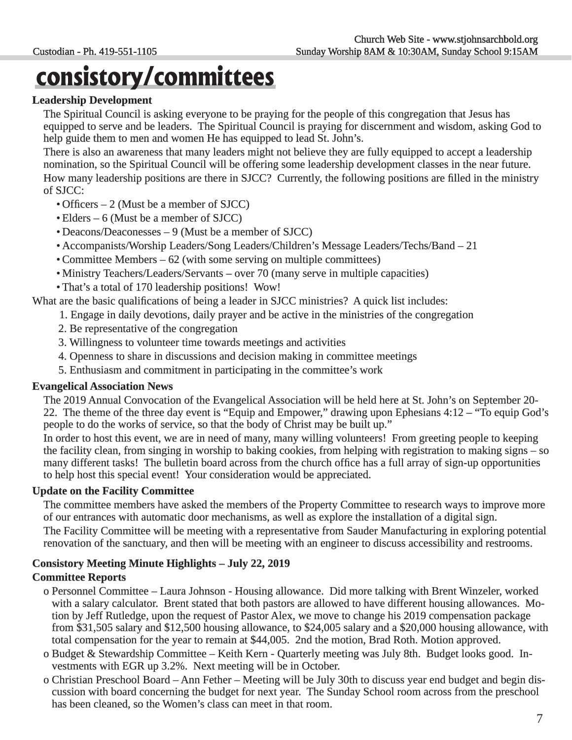# consistory/committees

**Leadership Development**

The Spiritual Council is asking everyone to be praying for the people of this congregation that Jesus has equipped to serve and be leaders. The Spiritual Council is praying for discernment and wisdom, asking God to help guide them to men and women He has equipped to lead St. John's.

There is also an awareness that many leaders might not believe they are fully equipped to accept a leadership nomination, so the Spiritual Council will be offering some leadership development classes in the near future.

How many leadership positions are there in SJCC? Currently, the following positions are filled in the ministry of SJCC:

- Officers – 2 (Must be a member of SJCC)
- Elders – 6 (Must be a member of SJCC)
- Deacons/Deaconesses – 9 (Must be a member of SJCC)
- Accompanists/Worship Leaders/Song Leaders/Children's Message Leaders/Techs/Band – 21
- Committee Members – 62 (with some serving on multiple committees)
- Ministry Teachers/Leaders/Servants – over 70 (many serve in multiple capacities)
- That's a total of 170 leadership positions! Wow!

What are the basic qualifications of being a leader in SJCC ministries? A quick list includes:

1. Engage in daily devotions, daily prayer and be active in the ministries of the congregation
2. Be representative of the congregation
3. Willingness to volunteer time towards meetings and activities
4. Openness to share in discussions and decision making in committee meetings
5. Enthusiasm and commitment in participating in the committee's work

**Evangelical Association News**

The 2019 Annual Convocation of the Evangelical Association will be held here at St. John's on September 20-22. The theme of the three day event is "Equip and Empower," drawing upon Ephesians 4:12 – "To equip God's people to do the works of service, so that the body of Christ may be built up."

In order to host this event, we are in need of many, many willing volunteers! From greeting people to keeping the facility clean, from singing in worship to baking cookies, from helping with registration to making signs – so many different tasks! The bulletin board across from the church office has a full array of sign-up opportunities to help host this special event! Your consideration would be appreciated.

**Update on the Facility Committee**

The committee members have asked the members of the Property Committee to research ways to improve more of our entrances with automatic door mechanisms, as well as explore the installation of a digital sign.

The Facility Committee will be meeting with a representative from Sauder Manufacturing in exploring potential renovation of the sanctuary, and then will be meeting with an engineer to discuss accessibility and restrooms.

**Consistory Meeting Minute Highlights – July 22, 2019**

**Committee Reports**

- Personnel Committee – Laura Johnson - Housing allowance. Did more talking with Brent Winzeler, worked with a salary calculator. Brent stated that both pastors are allowed to have different housing allowances. Motion by Jeff Rutledge, upon the request of Pastor Alex, we move to change his 2019 compensation package from $31,505 salary and $12,500 housing allowance, to $24,005 salary and a $20,000 housing allowance, with total compensation for the year to remain at $44,005. 2nd the motion, Brad Roth. Motion approved.
- Budget & Stewardship Committee – Keith Kern - Quarterly meeting was July 8th. Budget looks good. Investments with EGR up 3.2%. Next meeting will be in October.
- Christian Preschool Board – Ann Fether – Meeting will be July 30th to discuss year end budget and begin discussion with board concerning the budget for next year. The Sunday School room across from the preschool has been cleaned, so the Women's class can meet in that room.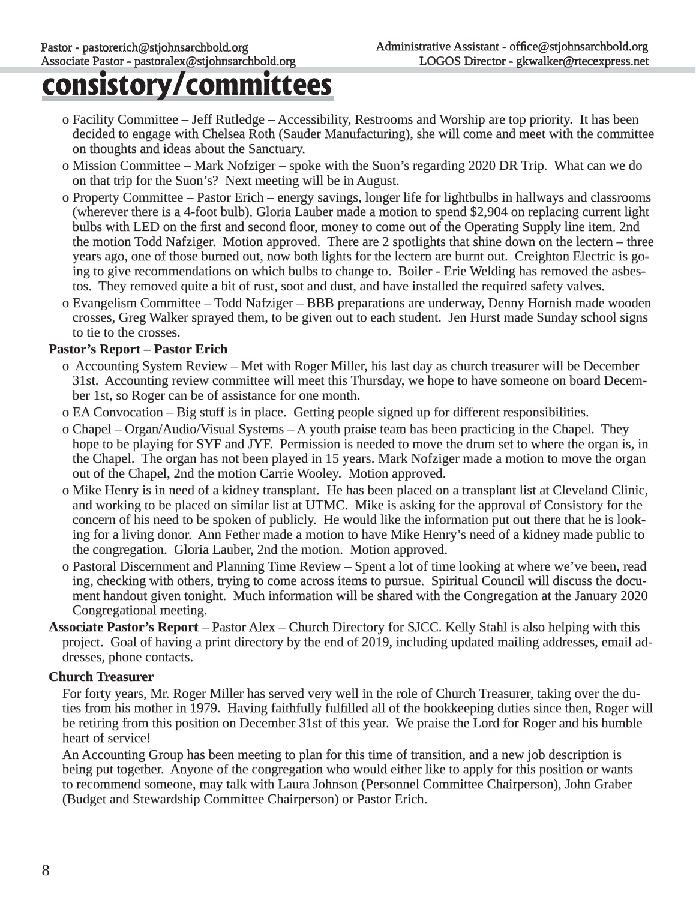# consistory/committees

- o Facility Committee – Jeff Rutledge – Accessibility, Restrooms and Worship are top priority. It has been decided to engage with Chelsea Roth (Sauder Manufacturing), she will come and meet with the committee on thoughts and ideas about the Sanctuary.
- o Mission Committee – Mark Nofziger – spoke with the Suon's regarding 2020 DR Trip. What can we do on that trip for the Suon's? Next meeting will be in August.
- o Property Committee – Pastor Erich – energy savings, longer life for lightbulbs in hallways and classrooms (wherever there is a 4-foot bulb). Gloria Lauber made a motion to spend $2,904 on replacing current light bulbs with LED on the first and second floor, money to come out of the Operating Supply line item. 2nd the motion Todd Nafziger. Motion approved. There are 2 spotlights that shine down on the lectern – three years ago, one of those burned out, now both lights for the lectern are burnt out. Creighton Electric is going to give recommendations on which bulbs to change to. Boiler - Erie Welding has removed the asbestos. They removed quite a bit of rust, soot and dust, and have installed the required safety valves.
- o Evangelism Committee – Todd Nafziger – BBB preparations are underway, Denny Hornish made wooden crosses, Greg Walker sprayed them, to be given out to each student. Jen Hurst made Sunday school signs to tie to the crosses.

**Pastor's Report – Pastor Erich**

- o Accounting System Review – Met with Roger Miller, his last day as church treasurer will be December 31st. Accounting review committee will meet this Thursday, we hope to have someone on board December 1st, so Roger can be of assistance for one month.
- o EA Convocation – Big stuff is in place. Getting people signed up for different responsibilities.
- o Chapel – Organ/Audio/Visual Systems – A youth praise team has been practicing in the Chapel. They hope to be playing for SYF and JYF. Permission is needed to move the drum set to where the organ is, in the Chapel. The organ has not been played in 15 years. Mark Nofziger made a motion to move the organ out of the Chapel, 2nd the motion Carrie Wooley. Motion approved.
- o Mike Henry is in need of a kidney transplant. He has been placed on a transplant list at Cleveland Clinic, and working to be placed on similar list at UTMC. Mike is asking for the approval of Consistory for the concern of his need to be spoken of publicly. He would like the information put out there that he is looking for a living donor. Ann Fether made a motion to have Mike Henry's need of a kidney made public to the congregation. Gloria Lauber, 2nd the motion. Motion approved.
- o Pastoral Discernment and Planning Time Review – Spent a lot of time looking at where we've been, read ing, checking with others, trying to come across items to pursue. Spiritual Council will discuss the document handout given tonight. Much information will be shared with the Congregation at the January 2020 Congregational meeting.

**Associate Pastor's Report** – Pastor Alex – Church Directory for SJCC. Kelly Stahl is also helping with this project. Goal of having a print directory by the end of 2019, including updated mailing addresses, email addresses, phone contacts.

**Church Treasurer**

For forty years, Mr. Roger Miller has served very well in the role of Church Treasurer, taking over the duties from his mother in 1979. Having faithfully fulfilled all of the bookkeeping duties since then, Roger will be retiring from this position on December 31st of this year. We praise the Lord for Roger and his humble heart of service!

An Accounting Group has been meeting to plan for this time of transition, and a new job description is being put together. Anyone of the congregation who would either like to apply for this position or wants to recommend someone, may talk with Laura Johnson (Personnel Committee Chairperson), John Graber (Budget and Stewardship Committee Chairperson) or Pastor Erich.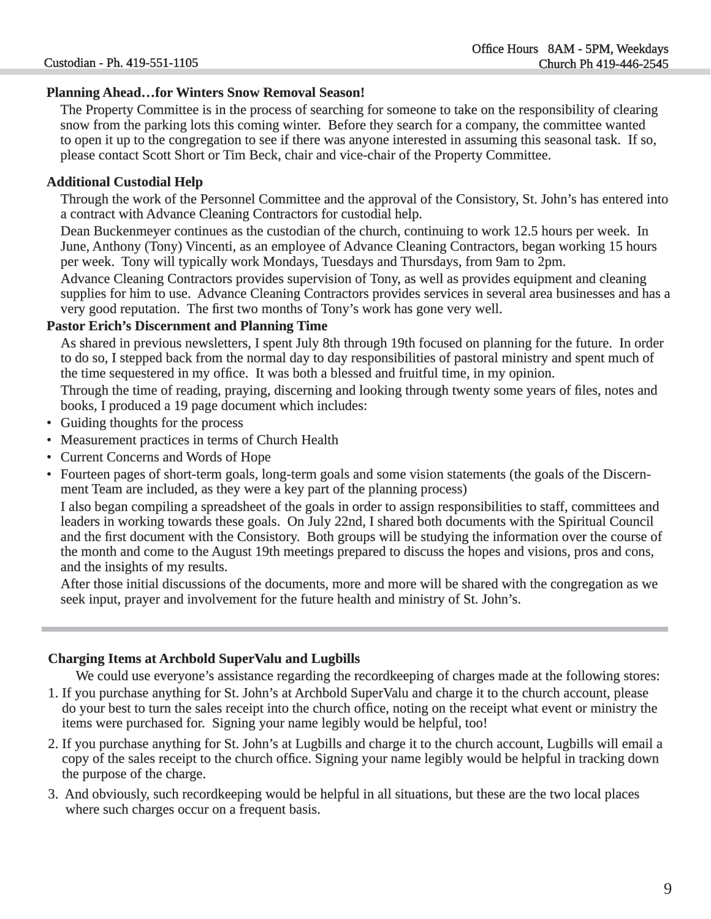## Planning Ahead…for Winters Snow Removal Season!

The Property Committee is in the process of searching for someone to take on the responsibility of clearing snow from the parking lots this coming winter. Before they search for a company, the committee wanted to open it up to the congregation to see if there was anyone interested in assuming this seasonal task. If so, please contact Scott Short or Tim Beck, chair and vice-chair of the Property Committee.

## Additional Custodial Help

Through the work of the Personnel Committee and the approval of the Consistory, St. John's has entered into a contract with Advance Cleaning Contractors for custodial help.

Dean Buckenmeyer continues as the custodian of the church, continuing to work 12.5 hours per week. In June, Anthony (Tony) Vincenti, as an employee of Advance Cleaning Contractors, began working 15 hours per week. Tony will typically work Mondays, Tuesdays and Thursdays, from 9am to 2pm.

Advance Cleaning Contractors provides supervision of Tony, as well as provides equipment and cleaning supplies for him to use. Advance Cleaning Contractors provides services in several area businesses and has a very good reputation. The first two months of Tony's work has gone very well.

## Pastor Erich's Discernment and Planning Time

As shared in previous newsletters, I spent July 8th through 19th focused on planning for the future. In order to do so, I stepped back from the normal day to day responsibilities of pastoral ministry and spent much of the time sequestered in my office. It was both a blessed and fruitful time, in my opinion.

Through the time of reading, praying, discerning and looking through twenty some years of files, notes and books, I produced a 19 page document which includes:

- Guiding thoughts for the process
- Measurement practices in terms of Church Health
- Current Concerns and Words of Hope
- Fourteen pages of short-term goals, long-term goals and some vision statements (the goals of the Discernment Team are included, as they were a key part of the planning process)

I also began compiling a spreadsheet of the goals in order to assign responsibilities to staff, committees and leaders in working towards these goals. On July 22nd, I shared both documents with the Spiritual Council and the first document with the Consistory. Both groups will be studying the information over the course of the month and come to the August 19th meetings prepared to discuss the hopes and visions, pros and cons, and the insights of my results.

After those initial discussions of the documents, more and more will be shared with the congregation as we seek input, prayer and involvement for the future health and ministry of St. John's.

---

## Charging Items at Archbold SuperValu and Lugbills

We could use everyone's assistance regarding the recordkeeping of charges made at the following stores:

1. If you purchase anything for St. John's at Archbold SuperValu and charge it to the church account, please do your best to turn the sales receipt into the church office, noting on the receipt what event or ministry the items were purchased for. Signing your name legibly would be helpful, too!
2. If you purchase anything for St. John's at Lugbills and charge it to the church account, Lugbills will email a copy of the sales receipt to the church office. Signing your name legibly would be helpful in tracking down the purpose of the charge.
3. And obviously, such recordkeeping would be helpful in all situations, but these are the two local places where such charges occur on a frequent basis.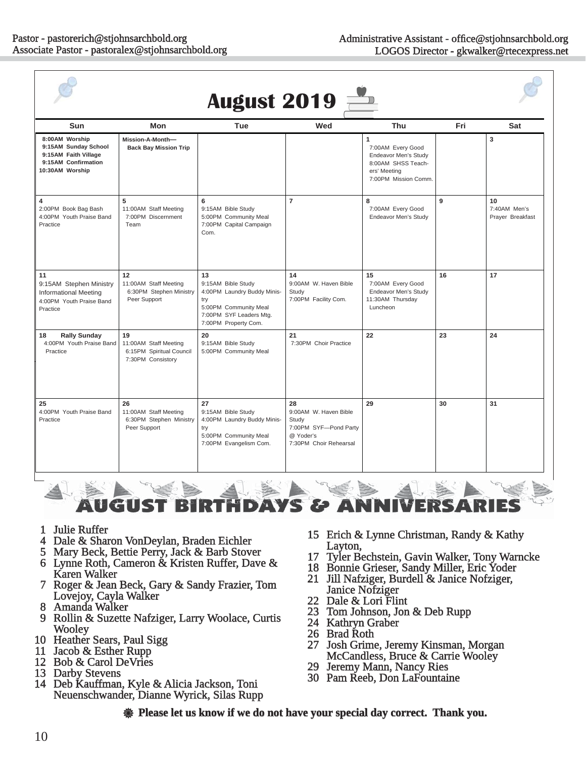Pastor - pastorerich@stjohnsarchbold.org
Associate Pastor - pastoralex@stjohnsarchbold.org

Administrative Assistant - office@stjohnsarchbold.org
LOGOS Director - gkwalker@rtecexpress.net

# August 2019

| Sun | Mon | Tue | Wed | Thu | Fri | Sat |
|---|---|---|---|---|---|---|
| **8:00AM Worship**<br>**9:15AM Sunday School**<br>**9:15AM Faith Village**<br>**9:15AM Confirmation**<br>**10:30AM Worship** | **Mission-A-Month— Back Bay Mission Trip** | | | 1<br>7:00AM Every Good Endeavor Men's Study<br>8:00AM SHSS Teachers' Meeting<br>7:00PM Mission Comm. | | 3 |
| 4<br>2:00PM Book Bag Bash<br>4:00PM Youth Praise Band Practice | 5<br>11:00AM Staff Meeting<br>7:00PM Discernment Team | 6<br>9:15AM Bible Study<br>5:00PM Community Meal<br>7:00PM Capital Campaign Com. | 7 | 8<br>7:00AM Every Good Endeavor Men's Study | 9 | 10<br>7:40AM Men's Prayer Breakfast |
| 11<br>9:15AM Stephen Ministry Informational Meeting<br>4:00PM Youth Praise Band Practice | 12<br>11:00AM Staff Meeting<br>6:30PM Stephen Ministry Peer Support | 13<br>9:15AM Bible Study<br>4:00PM Laundry Buddy Ministry<br>5:00PM Community Meal<br>7:00PM SYF Leaders Mtg.<br>7:00PM Property Com. | 14<br>9:00AM W. Haven Bible Study<br>7:00PM Facility Com. | 15<br>7:00AM Every Good Endeavor Men's Study<br>11:30AM Thursday Luncheon | 16 | 17 |
| 18 **Rally Sunday**<br>4:00PM Youth Praise Band Practice | 19<br>11:00AM Staff Meeting<br>6:15PM Spiritual Council<br>7:30PM Consistory | 20<br>9:15AM Bible Study<br>5:00PM Community Meal | 21<br>7:30PM Choir Practice | 22 | 23 | 24 |
| 25<br>4:00PM Youth Praise Band Practice | 26<br>11:00AM Staff Meeting<br>6:30PM Stephen Ministry Peer Support | 27<br>9:15AM Bible Study<br>4:00PM Laundry Buddy Ministry<br>5:00PM Community Meal<br>7:00PM Evangelism Com. | 28<br>9:00AM W. Haven Bible Study<br>7:00PM SYF—Pond Party @ Yoder's<br>7:30PM Choir Rehearsal | 29 | 30 | 31 |

## AUGUST BIRTHDAYS & ANNIVERSARIES

1 Julie Ruffer
4 Dale & Sharon VonDeylan, Braden Eichler
5 Mary Beck, Bettie Perry, Jack & Barb Stover
6 Lynne Roth, Cameron & Kristen Ruffer, Dave & Karen Walker
7 Roger & Jean Beck, Gary & Sandy Frazier, Tom Lovejoy, Cayla Walker
8 Amanda Walker
9 Rollin & Suzette Nafziger, Larry Woolace, Curtis Wooley
10 Heather Sears, Paul Sigg
11 Jacob & Esther Rupp
12 Bob & Carol DeVries
13 Darby Stevens
14 Deb Kauffman, Kyle & Alicia Jackson, Toni Neuenschwander, Dianne Wyrick, Silas Rupp
15 Erich & Lynne Christman, Randy & Kathy Layton,
17 Tyler Bechstein, Gavin Walker, Tony Warncke
18 Bonnie Grieser, Sandy Miller, Eric Yoder
21 Jill Nafziger, Burdell & Janice Nofziger, Janice Nofziger
22 Dale & Lori Flint
23 Tom Johnson, Jon & Deb Rupp
24 Kathryn Graber
26 Brad Roth
27 Josh Grime, Jeremy Kinsman, Morgan McCandless, Bruce & Carrie Wooley
29 Jeremy Mann, Nancy Ries
30 Pam Reeb, Don LaFountaine

**Please let us know if we do not have your special day correct. Thank you.**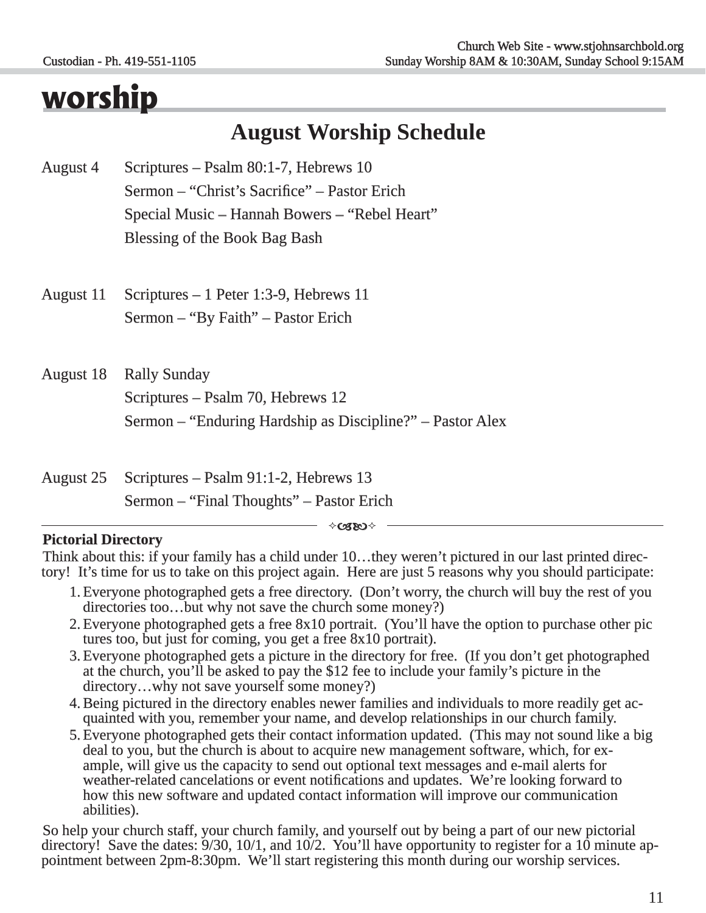# worship

## August Worship Schedule

August 4 — Scriptures – Psalm 80:1-7, Hebrews 10
Sermon – "Christ's Sacrifice" – Pastor Erich
Special Music – Hannah Bowers – "Rebel Heart"
Blessing of the Book Bag Bash

August 11 — Scriptures – 1 Peter 1:3-9, Hebrews 11
Sermon – "By Faith" – Pastor Erich

August 18 — Rally Sunday
Scriptures – Psalm 70, Hebrews 12
Sermon – "Enduring Hardship as Discipline?" – Pastor Alex

August 25 — Scriptures – Psalm 91:1-2, Hebrews 13
Sermon – "Final Thoughts" – Pastor Erich

---

**Pictorial Directory**

Think about this: if your family has a child under 10…they weren't pictured in our last printed directory! It's time for us to take on this project again. Here are just 5 reasons why you should participate:

1. Everyone photographed gets a free directory. (Don't worry, the church will buy the rest of you directories too…but why not save the church some money?)
2. Everyone photographed gets a free 8x10 portrait. (You'll have the option to purchase other pic tures too, but just for coming, you get a free 8x10 portrait).
3. Everyone photographed gets a picture in the directory for free. (If you don't get photographed at the church, you'll be asked to pay the $12 fee to include your family's picture in the directory…why not save yourself some money?)
4. Being pictured in the directory enables newer families and individuals to more readily get acquainted with you, remember your name, and develop relationships in our church family.
5. Everyone photographed gets their contact information updated. (This may not sound like a big deal to you, but the church is about to acquire new management software, which, for example, will give us the capacity to send out optional text messages and e-mail alerts for weather-related cancelations or event notifications and updates. We're looking forward to how this new software and updated contact information will improve our communication abilities).

So help your church staff, your church family, and yourself out by being a part of our new pictorial directory! Save the dates: 9/30, 10/1, and 10/2. You'll have opportunity to register for a 10 minute appointment between 2pm-8:30pm. We'll start registering this month during our worship services.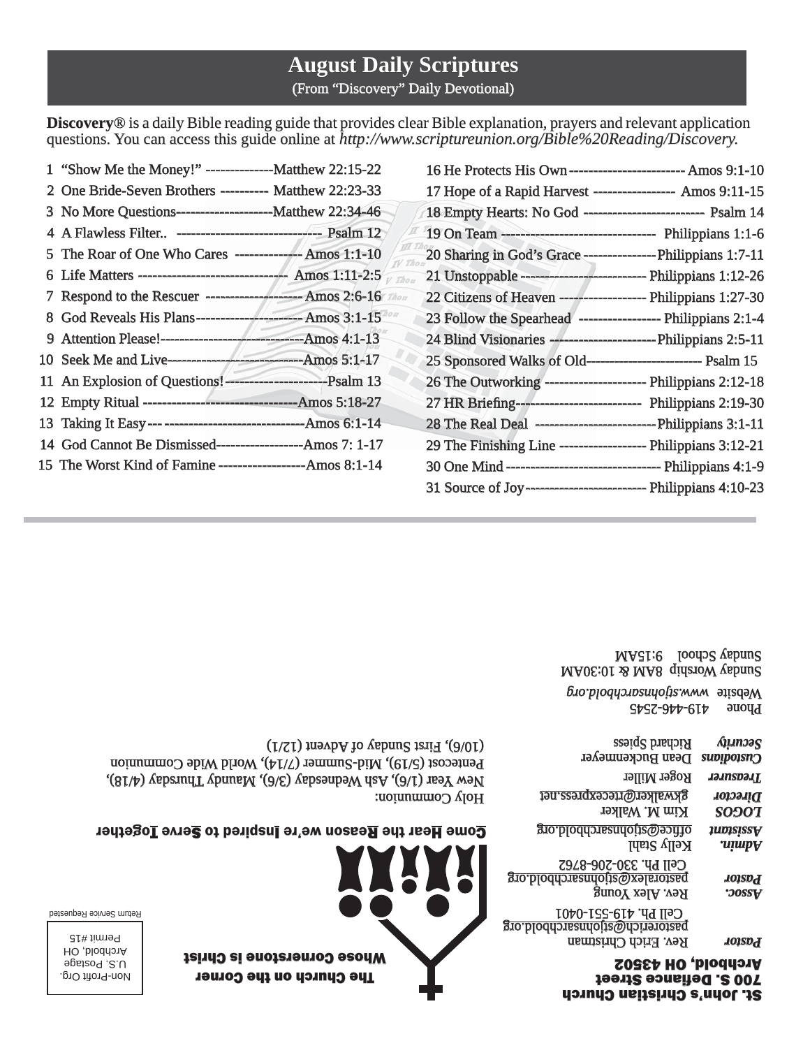# August Daily Scriptures

(From "Discovery" Daily Devotional)

**Discovery**® is a daily Bible reading guide that provides clear Bible explanation, prayers and relevant application questions. You can access this guide online at *http://www.scriptureunion.org/Bible%20Reading/Discovery.*

1 "Show Me the Money!" --------------Matthew 22:15-22
2 One Bride-Seven Brothers ---------- Matthew 22:23-33
3 No More Questions--------------------Matthew 22:34-46
4 A Flawless Filter.. ------------------------------ Psalm 12
5 The Roar of One Who Cares -------------- Amos 1:1-10
6 Life Matters ------------------------------- Amos 1:11-2:5
7 Respond to the Rescuer -------------------- Amos 2:6-16
8 God Reveals His Plans---------------------- Amos 3:1-15
9 Attention Please!------------------------------Amos 4:1-13
10 Seek Me and Live-----------------------------Amos 5:1-17
11 An Explosion of Questions!---------------------Psalm 13
12 Empty Ritual --------------------------------Amos 5:18-27
13 Taking It Easy--- ------------------------------Amos 6:1-14
14 God Cannot Be Dismissed------------------Amos 7: 1-17
15 The Worst Kind of Famine ------------------Amos 8:1-14
16 He Protects His Own------------------------ Amos 9:1-10
17 Hope of a Rapid Harvest ----------------- Amos 9:11-15
18 Empty Hearts: No God ------------------------- Psalm 14
19 On Team --------------------------------- Philippians 1:1-6
20 Sharing in God's Grace ---------------Philippians 1:7-11
21 Unstoppable -------------------------- Philippians 1:12-26
22 Citizens of Heaven ------------------ Philippians 1:27-30
23 Follow the Spearhead ----------------- Philippians 2:1-4
24 Blind Visionaries ----------------------Philippians 2:5-11
25 Sponsored Walks of Old------------------------ Psalm 15
26 The Outworking --------------------- Philippians 2:12-18
27 HR Briefing-------------------------- Philippians 2:19-30
28 The Real Deal -------------------------Philippians 3:1-11
29 The Finishing Line ------------------ Philippians 3:12-21
30 One Mind --------------------------------- Philippians 4:1-9
31 Source of Joy-------------------------- Philippians 4:10-23

---

**St. John's Christian Church**
**700 S. Defiance Street**
**Archbold, OH 43502**

***Pastor*** Rev. Erich Christman
pastorerich@stjohnsarchbold.org
Cell Ph. 419-551-0401

***Assoc. Pastor*** Rev. Alex Young
pastoralex@stjohnsarchbold.org
Cell Ph. 330-206-8762

***Admin. Assistant*** Kelly Stahl
office@stjohnsarchbold.org

***LOGOS Director*** Kim M. Walker
gkwalker@rtecexpress.net

***Treasurer*** Roger Miller

***Custodians*** Dean Buckenmeyer

***Security*** Richard Spiess

Phone 419-446-2545
Website *www.stjohnsarchbold.org*
Sunday Worship 8AM & 10:30AM
Sunday School 9:15AM

**The Church on the Corner**
**Whose Cornerstone is Christ**

**Come Hear the Reason we're Inspired to Serve Together**

Holy Communion:
New Year (1/6), Ash Wednesday (3/6), Maundy Thursday (4/18), Pentecost (5/19), Mid-Summer (7/14), World Wide Communion (10/6), First Sunday of Advent (12/1)

Non-Profit Org.
U.S. Postage
Archbold, OH
Permit #15

Return Service Requested